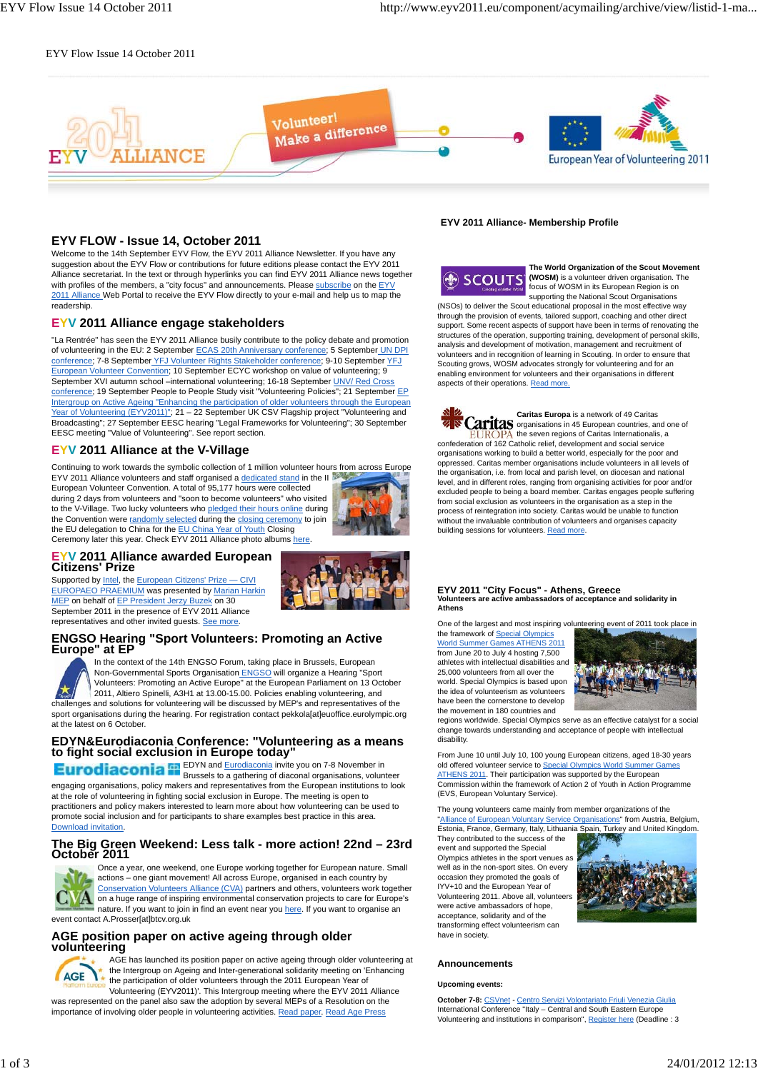EYV Flow Issue 14 October 2011

# EYV FLOW - Issue 14, October 2011

Welcome to the 14th September EYV Flow, the EYV 2011 Alliance Newsletter. If you have any suggestion about the EYV Flow or contributions for future editions please contact the EYV 2011 Alliance secretariat. In the text or through hyperlinks you can find EYV 2011 Alliance news together with profiles of the members, a "city focus" and announcements. Please subscribe on the EYV 2011 Alliance Web Portal to receive the EYV Flow directly to your e-mail and help us to map the readership.

## EYV 2011 Alliance engage stakeholders

"La Rentrée" has seen the EYV 2011 Alliance busily contribute to the policy debate and promotion of volunteering in the EU: 2 September ECAS 20th Anniversary conference; 5 September UN DPI conference; 7-8 September YFJ Volunteer Rights Stakeholder conference; 9-10 September YFJ European Volunteer Convention; 10 September ECYC workshop on value of volunteering; 9 September XVI autumn school –international volunteering; 16-18 September UNV/ Red Cross conference; 19 September People to People Study visit "Volunteering Policies"; 21 September EP Intergroup on Active Ageing "Enhancing the participation of older volunteers through the European Year of Volunteering (EYV2011)"; 21 – 22 September UK CSV Flagship project "Volunteering and Broadcasting"; 27 September EESC hearing "Legal Frameworks for Volunteering"; 30 September EESC meeting "Value of Volunteering". See report section.

## EYV 2011 Alliance at the V-Village

Continuing to work towards the symbolic collection of 1 million volunteer hours from across Europe EYV 2011 Alliance volunteers and staff organised a dedicated stand in the II European Volunteer Convention. A total of 95,177 hours were collected during 2 days from volunteers and "soon to become volunteers" who visited to the V-Village. Two lucky volunteers who pledged their hours online during the Convention were randomly selected during the closing ceremony to join the EU delegation to China for the EU China Year of Youth Closing Ceremony later this year. Check EYV 2011 Alliance photo albums here.

## EYV 2011 Alliance awarded European Citizens' Prize

Supported by Intel, the European Citizens' Prize — CIVI EUROPAEO PRAEMIUM was presented by Marian Harkin MEP on behalf of EP President Jerzy Buzek on 30 September 2011 in the presence of EYV 2011 Alliance representatives and other invited guests. See more.

## ENGSO Hearing "Sport Volunteers: Promoting an Active Europe" at EP

In the context of the 14th ENGSO Forum, taking place in Brussels, European Non-Governmental Sports Organisation ENGSO will organize a Hearing "Sport Volunteers: Promoting an Active Europe" at the European Parliament on 13 October 2011, Altiero Spinelli, A3H1 at 13.00-15.00. Policies enabling volunteering and challenges and solutions for volunteering will be discussed by MEP's and representatives of the sport organisations during the hearing. For registration contact pekkola[at]euoffice.eurolympic.org at the latest on 6 October.

## EDYN&Eurodiaconia Conference: "Volunteering as a means to fight social exclusion in Europe today"

EDYN and Eurodiaconia invite you on 7-8 November in Brussels to a gathering of diaconal organisations, volunteer engaging organisations, policy makers and representatives from the European institutions to look at the role of volunteering in fighting social exclusion in Europe. The meeting is open to practitioners and policy makers interested to learn more about how volunteering can be used to promote social inclusion and for participants to share examples best practice in this area. Download invitation.

## The Big Green Weekend: Less talk - more action! 22nd – 23rd October 2011

Once a year, one weekend, one Europe working together for European nature. Small actions – one giant movement! All across Europe, organised in each country by Conservation Volunteers Alliance (CVA) partners and others, volunteers work together on a huge range of inspiring environmental conservation projects to care for Europe's nature. If you want to join in find an event near you here. If you want to organise an event contact A.Prosser[at]btcv.org.uk

## AGE position paper on active ageing through older volunteering

AGE has launched its position paper on active ageing through older volunteering at the Intergroup on Ageing and Inter-generational solidarity meeting on 'Enhancing the participation of older volunteers through the 2011 European Year of Volunteering (EYV2011)'. This Intergroup meeting where the EYV 2011 Alliance was represented on the panel also saw the adoption by several MEPs of a Resolution on the importance of involving older people in volunteering activities. Read paper. Read Age Press

## EYV 2011 Alliance- Membership Profile

**The World Organization of the Scout Movement (WOSM)** is a volunteer driven organisation. The focus of WOSM in its European Region is on supporting the National Scout Organisations (NSOs) to deliver the Scout educational proposal in the most effective way through the provision of events, tailored support, coaching and other direct support. Some recent aspects of support have been in terms of renovating the structures of the operation, supporting training, development of personal skills, analysis and development of motivation, management and recruitment of volunteers and in recognition of learning in Scouting. In order to ensure that Scouting grows, WOSM advocates strongly for volunteering and for an enabling environment for volunteers and their organisations in different aspects of their operations. Read more.

**Caritas Europa** is a network of 49 Caritas organisations in 45 European countries, and one of the seven regions of Caritas Internationalis, a confederation of 162 Catholic relief, development and social service organisations working to build a better world, especially for the poor and oppressed. Caritas member organisations include volunteers in all levels of the organisation, i.e. from local and parish level, on diocesan and national level, and in different roles, ranging from organising activities for poor and/or excluded people to being a board member. Caritas engages people suffering from social exclusion as volunteers in the organisation as a step in the process of reintegration into society. Caritas would be unable to function without the invaluable contribution of volunteers and organises capacity building sessions for volunteers. Read more.

## EYV 2011 "City Focus" - Athens, Greece

**Volunteers are active ambassadors of acceptance and solidarity in Athens**

One of the largest and most inspiring volunteering event of 2011 took place in the framework of Special Olympics World Summer Games ATHENS 2011 from June 20 to July 4 hosting 7,500 athletes with intellectual disabilities and 25,000 volunteers from all over the world. Special Olympics is based upon the idea of volunteerism as volunteers have been the cornerstone to develop the movement in 180 countries and regions worldwide. Special Olympics serve as an effective catalyst for a social change towards understanding and acceptance of people with intellectual disability.

From June 10 until July 10, 100 young European citizens, aged 18-30 years old offered volunteer service to Special Olympics World Summer Games ATHENS 2011. Their participation was supported by the European Commission within the framework of Action 2 of Youth in Action Programme (EVS, European Voluntary Service).

The young volunteers came mainly from member organizations of the "Alliance of European Voluntary Service Organisations" from Austria, Belgium, Estonia, France, Germany, Italy, Lithuania Spain, Turkey and United Kingdom. They contributed to the success of the event and supported the Special Olympics athletes in the sport venues as well as in the non-sport sites. On every occasion they promoted the goals of IYV+10 and the European Year of Volunteering 2011. Above all, volunteers were active ambassadors of hope, acceptance, solidarity and of the transforming effect volunteerism can have in society.

## Announcements

**Upcoming events:**

**October 7-8:** CSVnet - Centro Servizi Volontariato Friuli Venezia Giulia International Conference "Italy – Central and South Eastern Europe Volunteering and institutions in comparison", Register here (Deadline : 3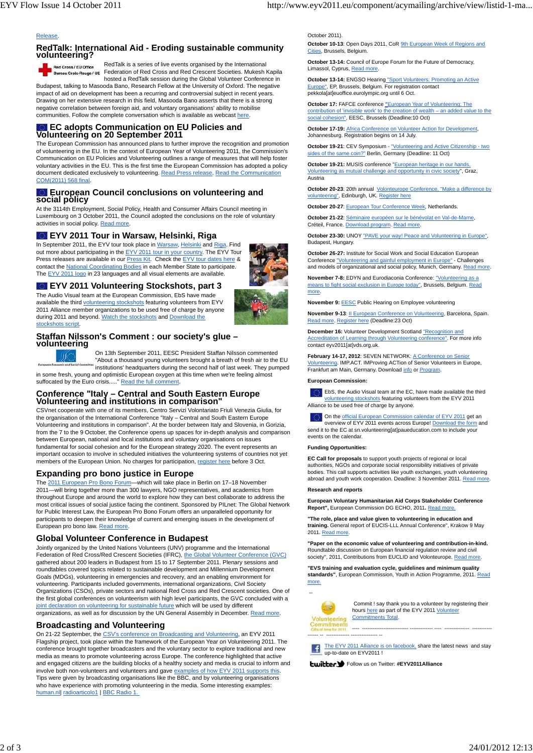Release.

## RedTalk: International Aid - Eroding sustainable community volunteering?

RedTalk is a series of live events organised by the International Federation of Red Cross and Red Crescent Societies. Mukesh Kapila hosted a RedTalk session during the Global Volunteer Conference in Budapest, talking to Masooda Bano, Research Fellow at the University of Oxford. The negative impact of aid on development has been a recurring and controversial subject in recent years. Drawing on her extensive research in this field, Masooda Bano asserts that there is a strong negative correlation between foreign aid, and voluntary organisations' ability to mobilise communities. Follow the complete conversation which is available as webcast here.

## EC adopts Communication on EU Policies and Volunteering on 20 September 2011

The European Commission has announced plans to further improve the recognition and promotion of volunteering in the EU. In the context of European Year of Volunteering 2011, the Commission's Communication on EU Policies and Volunteering outlines a range of measures that will help foster voluntary activities in the EU. This is the first time the European Commission has adopted a policy document dedicated exclusively to volunteering. Read Press release. Read the Communication COM(2011) 568 final.

## European Council conclusions on volunteering and social policy

At the 3114th Employment, Social Policy, Health and Consumer Affairs Council meeting in Luxembourg on 3 October 2011, the Council adopted the conclusions on the role of voluntary activities in social policy. Read more.

## EYV 2011 Tour in Warsaw, Helsinki, Riga

In September 2011, the EYV tour took place in Warsaw, Helsinki and Riga. Find out more about participating in the EYV 2011 tour in your country. The EYV Tour Press releases are available in our Press Kit. Check the EYV tour dates here & contact the National Coordinating Bodies in each Member State to participate. The EYV 2011 logo in 23 languages and all visual elements are available.

## EYV 2011 Volunteering Stockshots, part 3

The Audio Visual team at the European Commission, EbS have made available the third volunteering stockshots featuring volunteers from EYV 2011 Alliance member organizations to be used free of charge by anyone during 2011 and beyond. Watch the stockshots and Download the stockshots script.

## Staffan Nilsson's Comment : our society's glue – volunteering

On 13th September 2011, EESC President Staffan Nilsson commented "About a thousand young volunteers brought a breath of fresh air to the EU institutions' headquarters during the second half of last week. They pumped in some fresh, young and optimistic European oxygen at this time when we're feeling almost suffocated by the Euro crisis....." Read the full comment.

## Conference "Italy – Central and South Eastern Europe Volunteering and institutions in comparison"

CSVnet cooperate with one of its members, Centro Servizi Volontariato Friuli Venezia Giulia, for the organisation of the International Conference "Italy – Central and South Eastern Europe Volunteering and institutions in comparison". At the border between Italy and Slovenia, in Gorizia, from the 7 to the 9 October, the Conference opens up spaces for in-depth analysis and comparison between European, national and local institutions and voluntary organisations on issues fundamental for social cohesion and for the European strategy 2020. The event represents an important occasion to involve in scheduled initiatives the volunteering systems of countries not yet members of the European Union. No charges for participation, register here before 3 Oct.

## Expanding pro bono justice in Europe

The 2011 European Pro Bono Forum—which will take place in Berlin on 17–18 November 2011—will bring together more than 300 lawyers, NGO representatives, and academics from throughout Europe and around the world to explore how they can best collaborate to address the most critical issues of social justice facing the continent. Sponsored by PILnet: The Global Network for Public Interest Law, the European Pro Bono Forum offers an unparalleled opportunity for participants to deepen their knowledge of current and emerging issues in the development of European pro bono law. Read more.

## Global Volunteer Conference in Budapest

Jointly organized by the United Nations Volunteers (UNV) programme and the International Federation of Red Cross/Red Crescent Societies (IFRC), the Global Volunteer Conference (GVC) gathered about 200 leaders in Budapest from 15 to 17 September 2011. Plenary sessions and roundtables covered topics related to sustainable development and Millennium Development Goals (MDGs), volunteering in emergencies and recovery, and an enabling environment for volunteering. Participants included international organizations, Civil Society Organizations (CSOs), private sectors and national Red Cross and Red Crescent societies. One of the first global conferences on volunteerism with high level participants, the GVC concluded with a joint declaration on volunteering for sustainable future which will be used by different organizations, as well as for discussion by the UN General Assembly in December. Read more.

## Broadcasting and Volunteering

On 21-22 September, the CSV's conference on Broadcasting and Volunteering, an EYV 2011 Flagship project, took place within the framework of the European Year on Volunteering 2011. The conference brought together broadcasters and the voluntary sector to explore traditional and new media as means to promote volunteering across Europe. The conference highlighted that active and engaged citizens are the building blocks of a healthy society and media is crucial to inform and involve both non-volunteers and volunteers and gave examples of how EYV 2011 supports this. Tips were given by broadcasting organisations like the BBC, and by volunteering organisations who have experience with promoting volunteering in the media. Some interesting examples: human.nl| radioarticolo1 | BBC Radio 1.

October 2011).

**October 10-13**: Open Days 2011, CoR 9th European Week of Regions and Cities, Brussels, Belgium.

**October 13-14:** Council of Europe Forum for the Future of Democracy, Limassol, Cyprus, Read more.

**October 13-14:** ENGSO Hearing "Sport Volunteers: Promoting an Active Europe", EP, Brussels, Belgium. For registration contact pekkola[at]euoffice.eurolympic.org until 6 Oct.

**October 17:** FAFCE conference **"**European Year of Volunteering: The contribution of 'invisible work' to the creation of wealth – an added value to the social cohesion", EESC, Brussels (Deadline:10 Oct)

**October 17-19:** Africa Conference on Volunteer Action for Development, Johannesburg. Registration begins on 14 July.

**October 19-21:** CEV Symposium - "Volunteering and Active Citizenship - two sides of the same coin?" Berlin, Germany (Deadline: 11 Oct)

**October 19-21:** MUSIS conference "European heritage in our hands, Volunteering as mutual challenge and opportunity in civic society", Graz, Austria

**October 20-23**: 20th annual Volonteurope Conference, "Make a difference by volunteering", Edinburgh, UK. Register here

**October 20-27**: European Tour Conference Week, Netherlands.

**October 21-22**: Séminaire européen sur le bénévolat en Val-de-Marne, Créteil, France. Download program. Read more.

**October 23-30:** UNOY "PAVE your way! Peace and Volunteering in Europe", Budapest, Hungary.

**October 26-27:** Institute for Social Work and Social Education European Conference "Volunteering and gainful employment in Europe" - Challenges and models of organizational social policy, Munich, Germany. Read more.

**November 7-8:** EDYN and Eurodiaconia Conference: "Volunteering as a means to fight social exclusion in Europe today", Brussels, Belgium. Read more.

**November 9:** EESC Public Hearing on Employee volunteering

**November 9-13**: II European Conference on Volunteering, Barcelona, Spain. Read more. Register here (Deadline:23 Oct)

**December 16:** Volunteer Development Scotland "Recognition and Accreditation of Learning through Volunteering conference". For more info contact eyv2011[at]vds.org.uk.

**February 14-17, 2012**: SEVEN NETWORK: A Conference on Senior Volunteering. IMP.ACT. IMProving ACTion of Senior Volunteers in Europe, Frankfurt am Main, Germany. Download info or Program.

**European Commission:**

EbS, the Audio Visual team at the EC, have made available the third volunteering stockshots featuring volunteers from the EYV 2011 Alliance to be used free of charge by anyone.

On the official European Commission calendar of EYV 2011 get an overview of EYV 2011 events across Europe! Download the form and send it to the EC at sn.volunteering[at]paueducation.com to include your events on the calendar.

**Funding Opportunities:**

**EC Call for proposals** to support youth projects of regional or local authorities, NGOs and corporate social responsibility initiatives of private bodies. This call supports activities like youth exchanges, youth volunteering abroad and youth work cooperation. Deadline: 3 November 2011. Read more.

**Research and reports**

**European Voluntary Humanitarian Aid Corps Stakeholder Conference Report",** European Commission DG ECHO, 2011**.** Read more.

**"The role, place and value given to volunteering in education and training.** General report of EUCIS-LLL Annual Conference", Krakow 9 May 2011. Read more.

**"Paper on the economic value of volunteering and contribution-in-kind.** Roundtable discussion on European financial regulation review and civil society", 2011, Contributions from EUCLID and Volonteurope. Read more.

**"EVS training and evaluation cycle, guidelines and minimum quality standards"**, European Commission, Youth in Action Programme, 2011. Read more.

--

Commit ! say thank you to a volunteer by registering their hours here as part of the EYV 2011 Volunteer Commitments Total.

The EYV 2011 Alliance is on facebook. share the latest news and stay up-to-date on EYV2011 !

Follow us on Twitter: **#EYV2011Alliance**